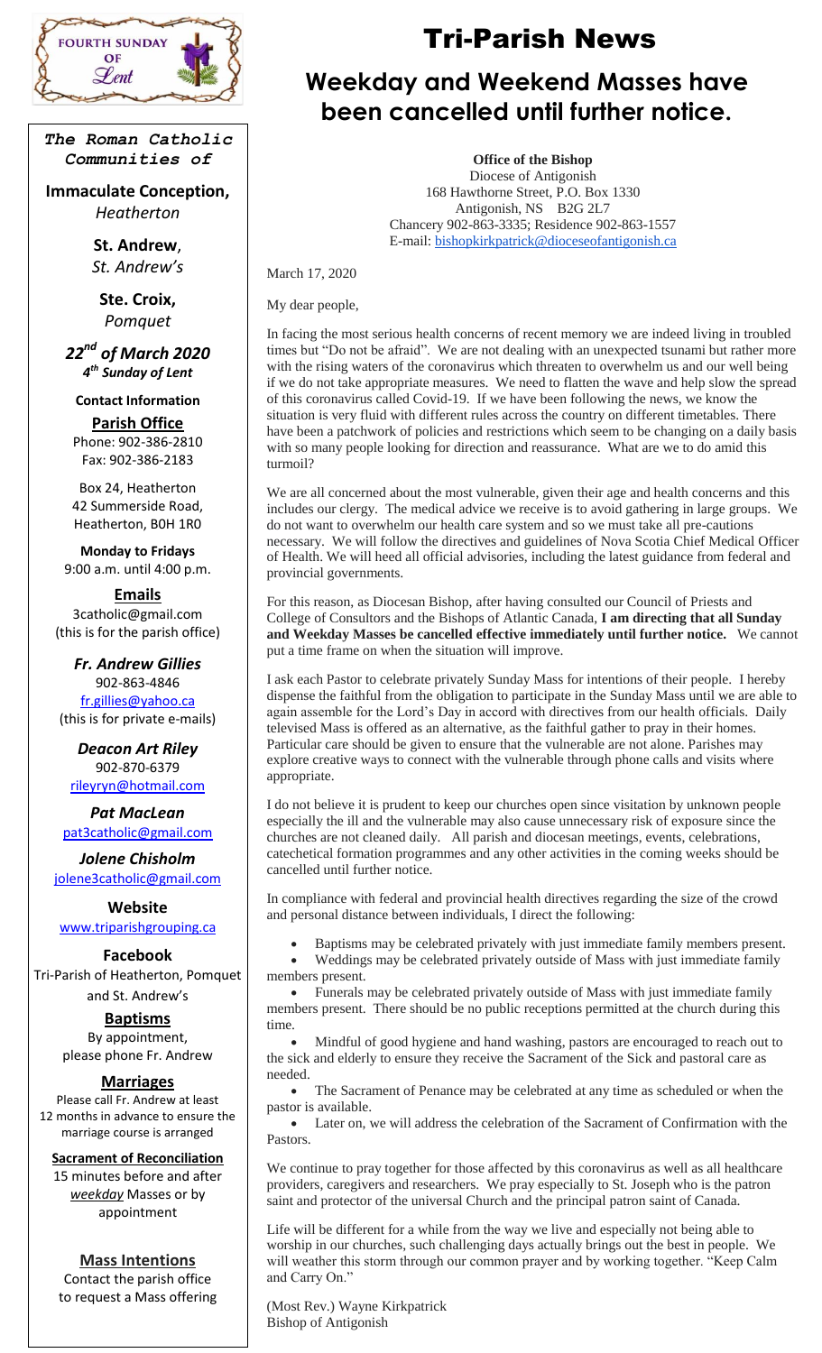FOURTH SUNDAY OF Lent

# Tri-Parish News

## Weekday and Weekend Masses have been cancelled until further notice.

***The Roman Catholic Communities of***

**Immaculate Conception,**
*Heatherton*

**St. Andrew**,
*St. Andrew's*

**Ste. Croix,**
*Pomquet*

***22nd of March 2020***
***4th Sunday of Lent***

**Contact Information**

**Parish Office**
Phone: 902-386-2810
Fax: 902-386-2183

Box 24, Heatherton
42 Summerside Road,
Heatherton, B0H 1R0

**Monday to Fridays**
9:00 a.m. until 4:00 p.m.

**Emails**
3catholic@gmail.com
(this is for the parish office)

***Fr. Andrew Gillies***
902-863-4846
fr.gillies@yahoo.ca
(this is for private e-mails)

***Deacon Art Riley***
902-870-6379
rileyryn@hotmail.com

***Pat MacLean***
pat3catholic@gmail.com

***Jolene Chisholm***
jolene3catholic@gmail.com

**Website**
www.triparishgrouping.ca

**Facebook**
Tri-Parish of Heatherton, Pomquet and St. Andrew's

**Baptisms**
By appointment, please phone Fr. Andrew

**Marriages**
Please call Fr. Andrew at least 12 months in advance to ensure the marriage course is arranged

**Sacrament of Reconciliation**
15 minutes before and after *weekday* Masses or by appointment

**Mass Intentions**
Contact the parish office to request a Mass offering

---

**Office of the Bishop**
Diocese of Antigonish
168 Hawthorne Street, P.O. Box 1330
Antigonish, NS B2G 2L7
Chancery 902-863-3335; Residence 902-863-1557
E-mail: bishopkirkpatrick@dioceseofantigonish.ca

March 17, 2020

My dear people,

In facing the most serious health concerns of recent memory we are indeed living in troubled times but "Do not be afraid". We are not dealing with an unexpected tsunami but rather more with the rising waters of the coronavirus which threaten to overwhelm us and our well being if we do not take appropriate measures. We need to flatten the wave and help slow the spread of this coronavirus called Covid-19. If we have been following the news, we know the situation is very fluid with different rules across the country on different timetables. There have been a patchwork of policies and restrictions which seem to be changing on a daily basis with so many people looking for direction and reassurance. What are we to do amid this turmoil?

We are all concerned about the most vulnerable, given their age and health concerns and this includes our clergy. The medical advice we receive is to avoid gathering in large groups. We do not want to overwhelm our health care system and so we must take all pre-cautions necessary. We will follow the directives and guidelines of Nova Scotia Chief Medical Officer of Health. We will heed all official advisories, including the latest guidance from federal and provincial governments.

For this reason, as Diocesan Bishop, after having consulted our Council of Priests and College of Consultors and the Bishops of Atlantic Canada, **I am directing that all Sunday and Weekday Masses be cancelled effective immediately until further notice.** We cannot put a time frame on when the situation will improve.

I ask each Pastor to celebrate privately Sunday Mass for intentions of their people. I hereby dispense the faithful from the obligation to participate in the Sunday Mass until we are able to again assemble for the Lord's Day in accord with directives from our health officials. Daily televised Mass is offered as an alternative, as the faithful gather to pray in their homes. Particular care should be given to ensure that the vulnerable are not alone. Parishes may explore creative ways to connect with the vulnerable through phone calls and visits where appropriate.

I do not believe it is prudent to keep our churches open since visitation by unknown people especially the ill and the vulnerable may also cause unnecessary risk of exposure since the churches are not cleaned daily. All parish and diocesan meetings, events, celebrations, catechetical formation programmes and any other activities in the coming weeks should be cancelled until further notice.

In compliance with federal and provincial health directives regarding the size of the crowd and personal distance between individuals, I direct the following:

- Baptisms may be celebrated privately with just immediate family members present.
- Weddings may be celebrated privately outside of Mass with just immediate family members present.
- Funerals may be celebrated privately outside of Mass with just immediate family members present. There should be no public receptions permitted at the church during this time.
- Mindful of good hygiene and hand washing, pastors are encouraged to reach out to the sick and elderly to ensure they receive the Sacrament of the Sick and pastoral care as needed.
- The Sacrament of Penance may be celebrated at any time as scheduled or when the pastor is available.
- Later on, we will address the celebration of the Sacrament of Confirmation with the Pastors.

We continue to pray together for those affected by this coronavirus as well as all healthcare providers, caregivers and researchers. We pray especially to St. Joseph who is the patron saint and protector of the universal Church and the principal patron saint of Canada.

Life will be different for a while from the way we live and especially not being able to worship in our churches, such challenging days actually brings out the best in people. We will weather this storm through our common prayer and by working together. "Keep Calm and Carry On."

(Most Rev.) Wayne Kirkpatrick
Bishop of Antigonish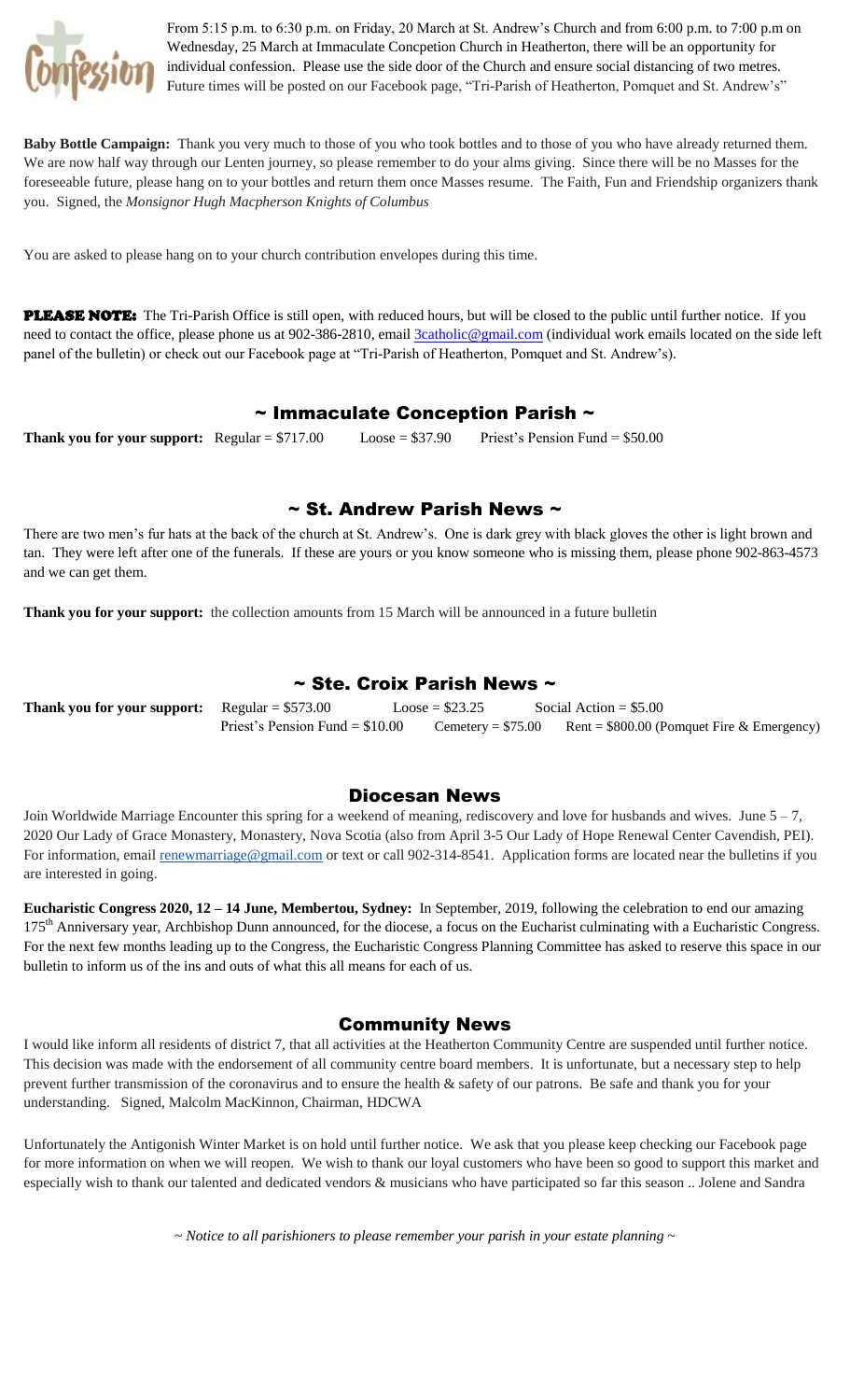From 5:15 p.m. to 6:30 p.m. on Friday, 20 March at St. Andrew's Church and from 6:00 p.m. to 7:00 p.m on Wednesday, 25 March at Immaculate Concpetion Church in Heatherton, there will be an opportunity for individual confession. Please use the side door of the Church and ensure social distancing of two metres. Future times will be posted on our Facebook page, "Tri-Parish of Heatherton, Pomquet and St. Andrew's"

**Baby Bottle Campaign:** Thank you very much to those of you who took bottles and to those of you who have already returned them. We are now half way through our Lenten journey, so please remember to do your alms giving. Since there will be no Masses for the foreseeable future, please hang on to your bottles and return them once Masses resume. The Faith, Fun and Friendship organizers thank you. Signed, the *Monsignor Hugh Macpherson Knights of Columbus*

You are asked to please hang on to your church contribution envelopes during this time.

**PLEASE NOTE:** The Tri-Parish Office is still open, with reduced hours, but will be closed to the public until further notice. If you need to contact the office, please phone us at 902-386-2810, email 3catholic@gmail.com (individual work emails located on the side left panel of the bulletin) or check out our Facebook page at "Tri-Parish of Heatherton, Pomquet and St. Andrew's).

## ~ Immaculate Conception Parish ~

**Thank you for your support:** Regular = $717.00 Loose = $37.90 Priest's Pension Fund = $50.00

## ~ St. Andrew Parish News ~

There are two men's fur hats at the back of the church at St. Andrew's. One is dark grey with black gloves the other is light brown and tan. They were left after one of the funerals. If these are yours or you know someone who is missing them, please phone 902-863-4573 and we can get them.

**Thank you for your support:** the collection amounts from 15 March will be announced in a future bulletin

## ~ Ste. Croix Parish News ~

**Thank you for your support:** Regular = $573.00 Loose = $23.25 Social Action = $5.00
Priest's Pension Fund = $10.00 Cemetery = $75.00 Rent = $800.00 (Pomquet Fire & Emergency)

## Diocesan News

Join Worldwide Marriage Encounter this spring for a weekend of meaning, rediscovery and love for husbands and wives. June 5 – 7, 2020 Our Lady of Grace Monastery, Monastery, Nova Scotia (also from April 3-5 Our Lady of Hope Renewal Center Cavendish, PEI). For information, email renewmarriage@gmail.com or text or call 902-314-8541. Application forms are located near the bulletins if you are interested in going.

**Eucharistic Congress 2020, 12 – 14 June, Membertou, Sydney:** In September, 2019, following the celebration to end our amazing 175th Anniversary year, Archbishop Dunn announced, for the diocese, a focus on the Eucharist culminating with a Eucharistic Congress. For the next few months leading up to the Congress, the Eucharistic Congress Planning Committee has asked to reserve this space in our bulletin to inform us of the ins and outs of what this all means for each of us.

## Community News

I would like inform all residents of district 7, that all activities at the Heatherton Community Centre are suspended until further notice. This decision was made with the endorsement of all community centre board members. It is unfortunate, but a necessary step to help prevent further transmission of the coronavirus and to ensure the health & safety of our patrons. Be safe and thank you for your understanding. Signed, Malcolm MacKinnon, Chairman, HDCWA

Unfortunately the Antigonish Winter Market is on hold until further notice. We ask that you please keep checking our Facebook page for more information on when we will reopen. We wish to thank our loyal customers who have been so good to support this market and especially wish to thank our talented and dedicated vendors & musicians who have participated so far this season .. Jolene and Sandra

*~ Notice to all parishioners to please remember your parish in your estate planning ~*